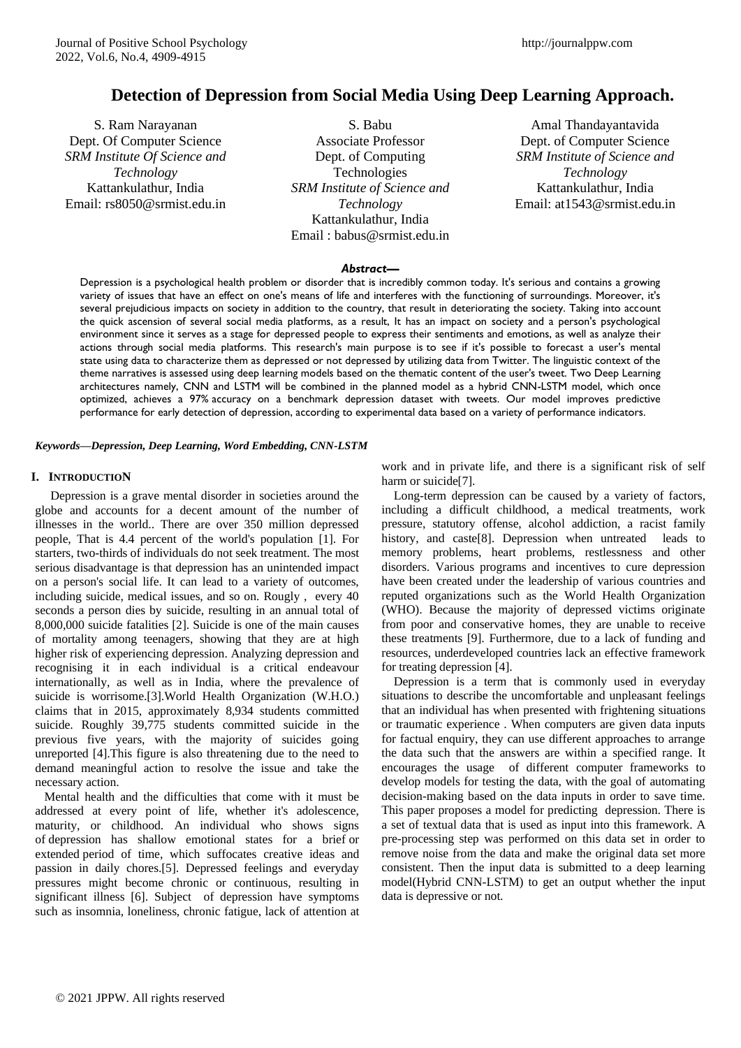# Detection of Depression from Social Media Using Deep Learning Approach.

S. Ram Narayanan
Dept. Of Computer Science
*SRM Institute Of Science and Technology*
Kattankulathur, India
Email: rs8050@srmist.edu.in

S. Babu
Associate Professor
Dept. of Computing Technologies
*SRM Institute of Science and Technology*
Kattankulathur, India
Email : babus@srmist.edu.in

Amal Thandayantavida
Dept. of Computer Science
*SRM Institute of Science and Technology*
Kattankulathur, India
Email: at1543@srmist.edu.in

***Abstract—***

Depression is a psychological health problem or disorder that is incredibly common today. It's serious and contains a growing variety of issues that have an effect on one's means of life and interferes with the functioning of surroundings. Moreover, it's several prejudicious impacts on society in addition to the country, that result in deteriorating the society. Taking into account the quick ascension of several social media platforms, as a result, It has an impact on society and a person's psychological environment since it serves as a stage for depressed people to express their sentiments and emotions, as well as analyze their actions through social media platforms. This research's main purpose is to see if it's possible to forecast a user's mental state using data to characterize them as depressed or not depressed by utilizing data from Twitter. The linguistic context of the theme narratives is assessed using deep learning models based on the thematic content of the user's tweet. Two Deep Learning architectures namely, CNN and LSTM will be combined in the planned model as a hybrid CNN-LSTM model, which once optimized, achieves a 97% accuracy on a benchmark depression dataset with tweets. Our model improves predictive performance for early detection of depression, according to experimental data based on a variety of performance indicators.

***Keywords—Depression, Deep Learning, Word Embedding, CNN-LSTM***

## I. INTRODUCTION

Depression is a grave mental disorder in societies around the globe and accounts for a decent amount of the number of illnesses in the world.. There are over 350 million depressed people, That is 4.4 percent of the world's population [1]. For starters, two-thirds of individuals do not seek treatment. The most serious disadvantage is that depression has an unintended impact on a person's social life. It can lead to a variety of outcomes, including suicide, medical issues, and so on. Rougly , every 40 seconds a person dies by suicide, resulting in an annual total of 8,000,000 suicide fatalities [2]. Suicide is one of the main causes of mortality among teenagers, showing that they are at high higher risk of experiencing depression. Analyzing depression and recognising it in each individual is a critical endeavour internationally, as well as in India, where the prevalence of suicide is worrisome.[3].World Health Organization (W.H.O.) claims that in 2015, approximately 8,934 students committed suicide. Roughly 39,775 students committed suicide in the previous five years, with the majority of suicides going unreported [4].This figure is also threatening due to the need to demand meaningful action to resolve the issue and take the necessary action.

Mental health and the difficulties that come with it must be addressed at every point of life, whether it's adolescence, maturity, or childhood. An individual who shows signs of depression has shallow emotional states for a brief or extended period of time, which suffocates creative ideas and passion in daily chores.[5]. Depressed feelings and everyday pressures might become chronic or continuous, resulting in significant illness [6]. Subject of depression have symptoms such as insomnia, loneliness, chronic fatigue, lack of attention at work and in private life, and there is a significant risk of self harm or suicide[7].

Long-term depression can be caused by a variety of factors, including a difficult childhood, a medical treatments, work pressure, statutory offense, alcohol addiction, a racist family history, and caste[8]. Depression when untreated leads to memory problems, heart problems, restlessness and other disorders. Various programs and incentives to cure depression have been created under the leadership of various countries and reputed organizations such as the World Health Organization (WHO). Because the majority of depressed victims originate from poor and conservative homes, they are unable to receive these treatments [9]. Furthermore, due to a lack of funding and resources, underdeveloped countries lack an effective framework for treating depression [4].

Depression is a term that is commonly used in everyday situations to describe the uncomfortable and unpleasant feelings that an individual has when presented with frightening situations or traumatic experience . When computers are given data inputs for factual enquiry, they can use different approaches to arrange the data such that the answers are within a specified range. It encourages the usage of different computer frameworks to develop models for testing the data, with the goal of automating decision-making based on the data inputs in order to save time. This paper proposes a model for predicting depression. There is a set of textual data that is used as input into this framework. A pre-processing step was performed on this data set in order to remove noise from the data and make the original data set more consistent. Then the input data is submitted to a deep learning model(Hybrid CNN-LSTM) to get an output whether the input data is depressive or not.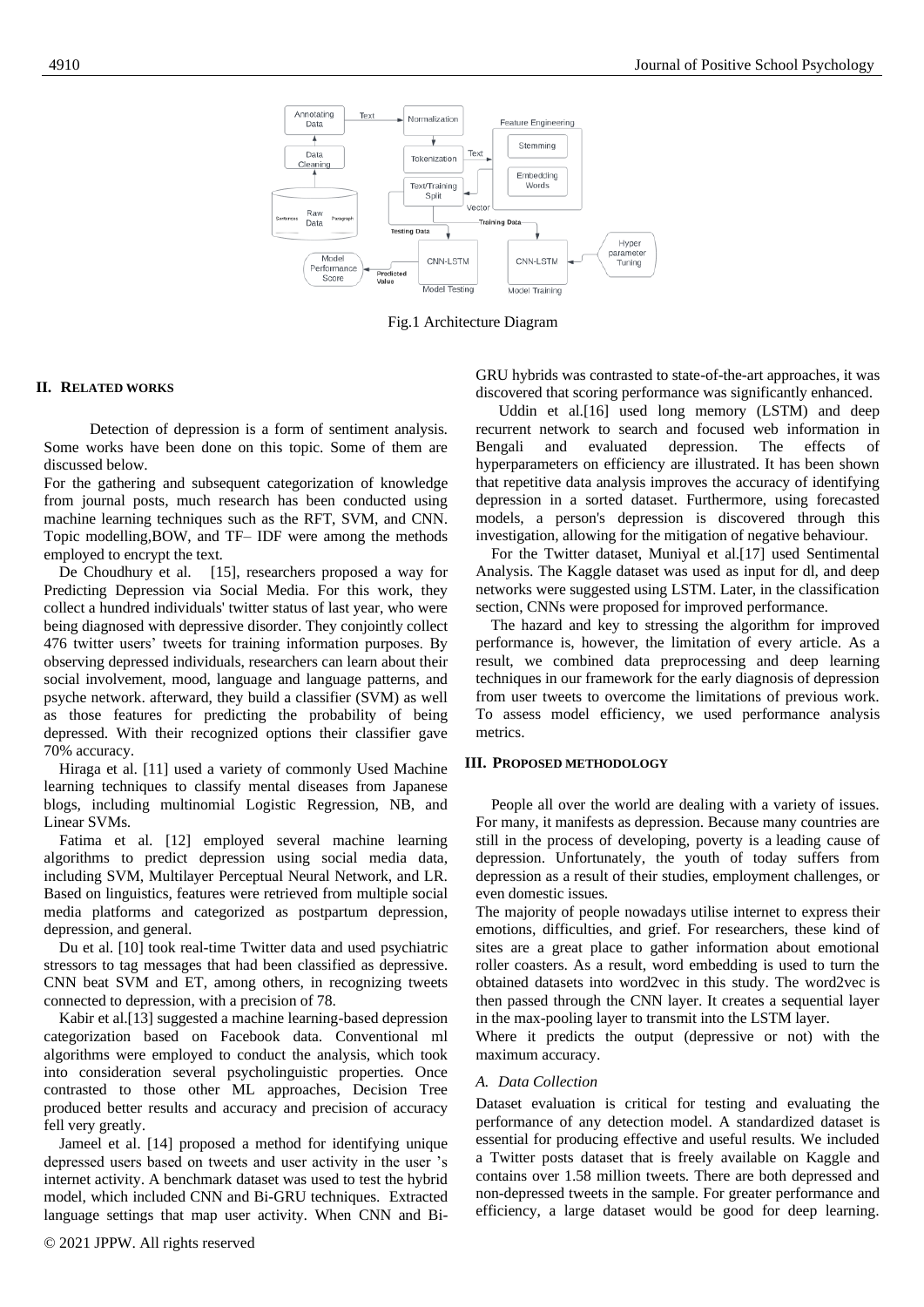Annotating Data
Text
Normalization
Feature Engineering
Stemming
Data Cleaning
Tokenization
Text
Embedding Words
Text/Training Split
Vector
Raw Data
Sentences
Paragraph
Testing Data
Training Data
Hyper parameter Tuning
Model Performance Score
Predicted Value
CNN-LSTM
CNN-LSTM
Model Testing
Model Training

Fig.1 Architecture Diagram

## II. RELATED WORKS

Detection of depression is a form of sentiment analysis. Some works have been done on this topic. Some of them are discussed below.

For the gathering and subsequent categorization of knowledge from journal posts, much research has been conducted using machine learning techniques such as the RFT, SVM, and CNN. Topic modelling,BOW, and TF– IDF were among the methods employed to encrypt the text.

De Choudhury et al. [15], researchers proposed a way for Predicting Depression via Social Media. For this work, they collect a hundred individuals' twitter status of last year, who were being diagnosed with depressive disorder. They conjointly collect 476 twitter users' tweets for training information purposes. By observing depressed individuals, researchers can learn about their social involvement, mood, language and language patterns, and psyche network. afterward, they build a classifier (SVM) as well as those features for predicting the probability of being depressed. With their recognized options their classifier gave 70% accuracy.

Hiraga et al. [11] used a variety of commonly Used Machine learning techniques to classify mental diseases from Japanese blogs, including multinomial Logistic Regression, NB, and Linear SVMs.

Fatima et al. [12] employed several machine learning algorithms to predict depression using social media data, including SVM, Multilayer Perceptual Neural Network, and LR. Based on linguistics, features were retrieved from multiple social media platforms and categorized as postpartum depression, depression, and general.

Du et al. [10] took real-time Twitter data and used psychiatric stressors to tag messages that had been classified as depressive. CNN beat SVM and ET, among others, in recognizing tweets connected to depression, with a precision of 78.

Kabir et al.[13] suggested a machine learning-based depression categorization based on Facebook data. Conventional ml algorithms were employed to conduct the analysis, which took into consideration several psycholinguistic properties. Once contrasted to those other ML approaches, Decision Tree produced better results and accuracy and precision of accuracy fell very greatly.

Jameel et al. [14] proposed a method for identifying unique depressed users based on tweets and user activity in the user 's internet activity. A benchmark dataset was used to test the hybrid model, which included CNN and Bi-GRU techniques. Extracted language settings that map user activity. When CNN and Bi-GRU hybrids was contrasted to state-of-the-art approaches, it was discovered that scoring performance was significantly enhanced.

Uddin et al.[16] used long memory (LSTM) and deep recurrent network to search and focused web information in Bengali and evaluated depression. The effects of hyperparameters on efficiency are illustrated. It has been shown that repetitive data analysis improves the accuracy of identifying depression in a sorted dataset. Furthermore, using forecasted models, a person's depression is discovered through this investigation, allowing for the mitigation of negative behaviour.

For the Twitter dataset, Muniyal et al.[17] used Sentimental Analysis. The Kaggle dataset was used as input for dl, and deep networks were suggested using LSTM. Later, in the classification section, CNNs were proposed for improved performance.

The hazard and key to stressing the algorithm for improved performance is, however, the limitation of every article. As a result, we combined data preprocessing and deep learning techniques in our framework for the early diagnosis of depression from user tweets to overcome the limitations of previous work. To assess model efficiency, we used performance analysis metrics.

## III. PROPOSED METHODOLOGY

People all over the world are dealing with a variety of issues. For many, it manifests as depression. Because many countries are still in the process of developing, poverty is a leading cause of depression. Unfortunately, the youth of today suffers from depression as a result of their studies, employment challenges, or even domestic issues.

The majority of people nowadays utilise internet to express their emotions, difficulties, and grief. For researchers, these kind of sites are a great place to gather information about emotional roller coasters. As a result, word embedding is used to turn the obtained datasets into word2vec in this study. The word2vec is then passed through the CNN layer. It creates a sequential layer in the max-pooling layer to transmit into the LSTM layer.

Where it predicts the output (depressive or not) with the maximum accuracy.

### *A. Data Collection*

Dataset evaluation is critical for testing and evaluating the performance of any detection model. A standardized dataset is essential for producing effective and useful results. We included a Twitter posts dataset that is freely available on Kaggle and contains over 1.58 million tweets. There are both depressed and non-depressed tweets in the sample. For greater performance and efficiency, a large dataset would be good for deep learning.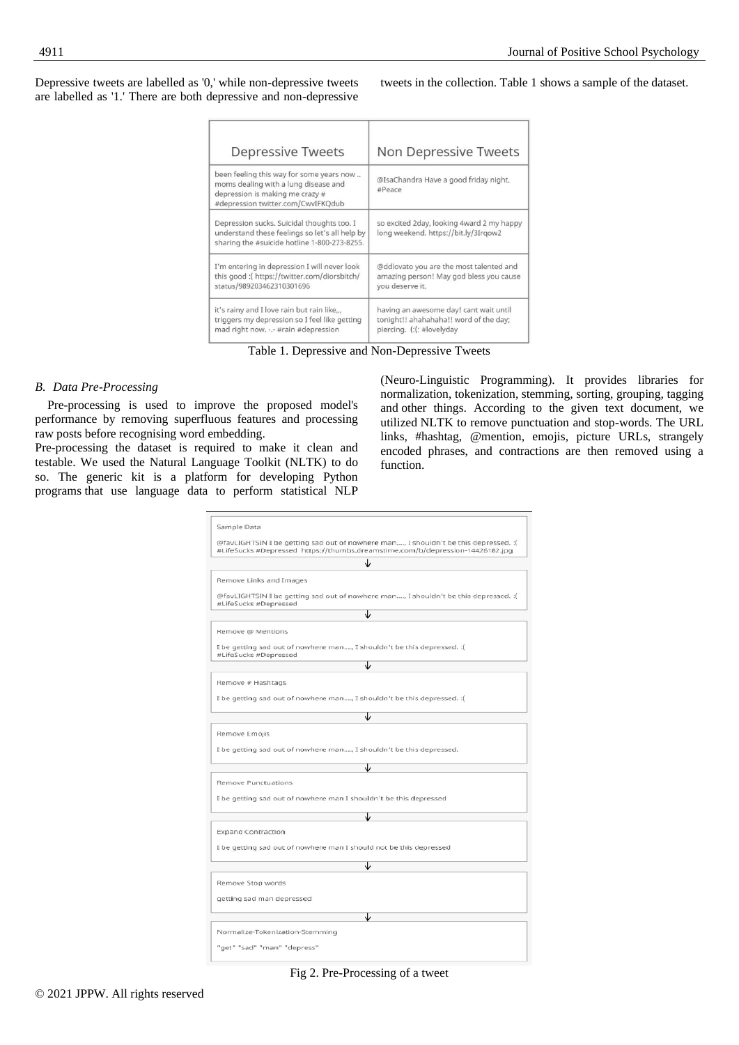Depressive tweets are labelled as '0,' while non-depressive tweets are labelled as '1.' There are both depressive and non-depressive tweets in the collection. Table 1 shows a sample of the dataset.

| Depressive Tweets | Non Depressive Tweets |
|---|---|
| been feeling this way for some years now .. moms dealing with a lung disease and depression is making me crazy # #depression twitter.com/CwvIFKQdub | @IsaChandra Have a good friday night. #Peace |
| Depression sucks. Suicidal thoughts too. I understand these feelings so let's all help by sharing the #suicide hotline 1-800-273-8255. | so excited 2day, looking 4ward 2 my happy long weekend. https://bit.ly/3Irqow2 |
| I'm entering in depression I will never look this good :( https://twitter.com/diorsbitch/status/989203462310301696 | @ddlovato you are the most talented and amazing person! May god bless you cause you deserve it. |
| it's rainy and I love rain but rain like,,, triggers my depression so I feel like getting mad right now. -.- #rain #depression | having an awesome day! cant wait until tonight!! ahahahaha!! word of the day; piercing. (:(: #lovelyday |

Table 1. Depressive and Non-Depressive Tweets

### *B. Data Pre-Processing*

Pre-processing is used to improve the proposed model's performance by removing superfluous features and processing raw posts before recognising word embedding.

Pre-processing the dataset is required to make it clean and testable. We used the Natural Language Toolkit (NLTK) to do so. The generic kit is a platform for developing Python programs that use language data to perform statistical NLP (Neuro-Linguistic Programming). It provides libraries for normalization, tokenization, stemming, sorting, grouping, tagging and other things. According to the given text document, we utilized NLTK to remove punctuation and stop-words. The URL links, #hashtag, @mention, emojis, picture URLs, strangely encoded phrases, and contractions are then removed using a function.

Sample Data

@favLIGHTSIN I be getting sad out of nowhere man...., I shouldn't be this depressed. :( #LifeSucks #Depressed https://thumbs.dreamstime.com/b/depression-14426182.jpg

↓

Remove Links and Images

@favLIGHTSIN I be getting sad out of nowhere man...., I shouldn't be this depressed. :( #LifeSucks #Depressed

↓

Remove @ Mentions

I be getting sad out of nowhere man...., I shouldn't be this depressed. :( #LifeSucks #Depressed

↓

Remove # Hashtags

I be getting sad out of nowhere man...., I shouldn't be this depressed. :(

↓

Remove Emojis

I be getting sad out of nowhere man...., I shouldn't be this depressed.

↓

Remove Punctuations

I be getting sad out of nowhere man I shouldn't be this depressed

↓

Expand Contraction

I be getting sad out of nowhere man I should not be this depressed

↓

Remove Stop words

getting sad man depressed

↓

Normalize-Tokenization-Stemming

"get" "sad" "man" "depress"

Fig 2. Pre-Processing of a tweet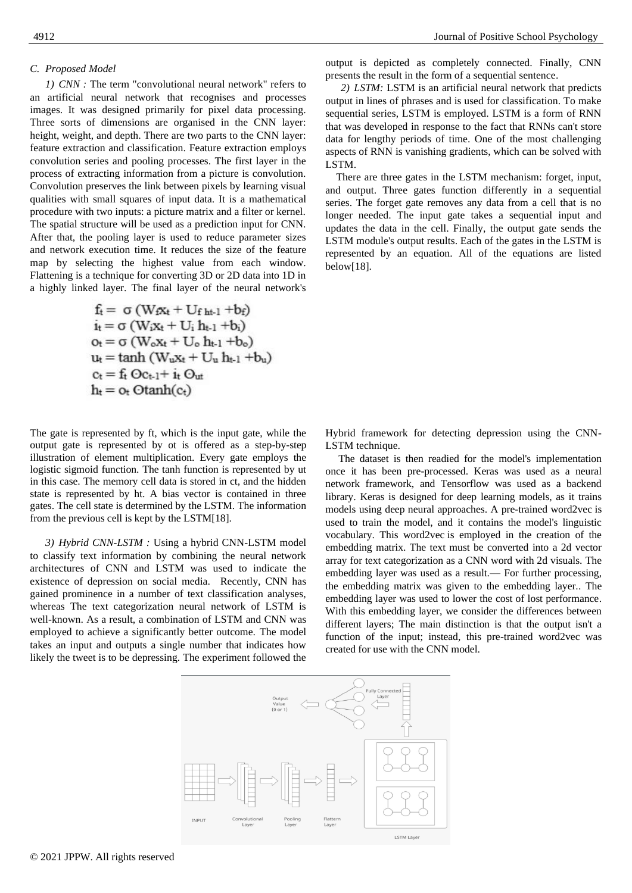### C. Proposed Model

*1) CNN :* The term "convolutional neural network" refers to an artificial neural network that recognises and processes images. It was designed primarily for pixel data processing. Three sorts of dimensions are organised in the CNN layer: height, weight, and depth. There are two parts to the CNN layer: feature extraction and classification. Feature extraction employs convolution series and pooling processes. The first layer in the process of extracting information from a picture is convolution. Convolution preserves the link between pixels by learning visual qualities with small squares of input data. It is a mathematical procedure with two inputs: a picture matrix and a filter or kernel. The spatial structure will be used as a prediction input for CNN. After that, the pooling layer is used to reduce parameter sizes and network execution time. It reduces the size of the feature map by selecting the highest value from each window. Flattening is a technique for converting 3D or 2D data into 1D in a highly linked layer. The final layer of the neural network's output is depicted as completely connected. Finally, CNN presents the result in the form of a sequential sentence.

*2) LSTM:* LSTM is an artificial neural network that predicts output in lines of phrases and is used for classification. To make sequential series, LSTM is employed. LSTM is a form of RNN that was developed in response to the fact that RNNs can't store data for lengthy periods of time. One of the most challenging aspects of RNN is vanishing gradients, which can be solved with LSTM.

There are three gates in the LSTM mechanism: forget, input, and output. Three gates function differently in a sequential series. The forget gate removes any data from a cell that is no longer needed. The input gate takes a sequential input and updates the data in the cell. Finally, the output gate sends the LSTM module's output results. Each of the gates in the LSTM is represented by an equation. All of the equations are listed below[18].

$$f_t = \sigma (W_f x_t + U_f h_{t-1} + b_f)$$
$$i_t = \sigma (W_i x_t + U_i h_{t-1} + b_i)$$
$$o_t = \sigma (W_o x_t + U_o h_{t-1} + b_o)$$
$$u_t = \tanh (W_u x_t + U_u h_{t-1} + b_u)$$
$$c_t = f_t \odot c_{t-1} + i_t \odot u_t$$
$$h_t = o_t \odot \tanh(c_t)$$

The gate is represented by ft, which is the input gate, while the output gate is represented by ot is offered as a step-by-step illustration of element multiplication. Every gate employs the logistic sigmoid function. The tanh function is represented by ut in this case. The memory cell data is stored in ct, and the hidden state is represented by ht. A bias vector is contained in three gates. The cell state is determined by the LSTM. The information from the previous cell is kept by the LSTM[18].

*3) Hybrid CNN-LSTM :* Using a hybrid CNN-LSTM model to classify text information by combining the neural network architectures of CNN and LSTM was used to indicate the existence of depression on social media. Recently, CNN has gained prominence in a number of text classification analyses, whereas The text categorization neural network of LSTM is well-known. As a result, a combination of LSTM and CNN was employed to achieve a significantly better outcome. The model takes an input and outputs a single number that indicates how likely the tweet is to be depressing. The experiment followed the Hybrid framework for detecting depression using the CNN-LSTM technique.

The dataset is then readied for the model's implementation once it has been pre-processed. Keras was used as a neural network framework, and Tensorflow was used as a backend library. Keras is designed for deep learning models, as it trains models using deep neural approaches. A pre-trained word2vec is used to train the model, and it contains the model's linguistic vocabulary. This word2vec is employed in the creation of the embedding matrix. The text must be converted into a 2d vector array for text categorization as a CNN word with 2d visuals. The embedding layer was used as a result.— For further processing, the embedding matrix was given to the embedding layer.. The embedding layer was used to lower the cost of lost performance. With this embedding layer, we consider the differences between different layers; The main distinction is that the output isn't a function of the input; instead, this pre-trained word2vec was created for use with the CNN model.

Output Value (0 or 1)
Fully Connected Layer
INPUT
Convolutional Layer
Pooling Layer
Flattern Layer
LSTM Layer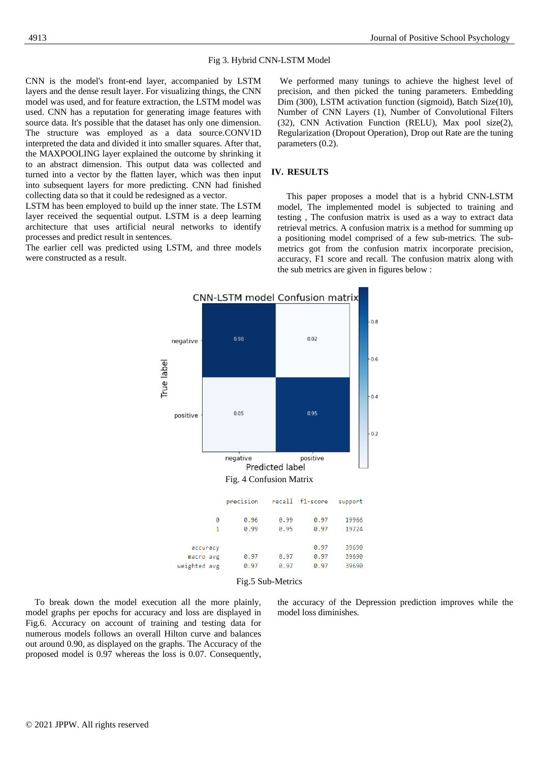Fig 3. Hybrid CNN-LSTM Model

CNN is the model's front-end layer, accompanied by LSTM layers and the dense result layer. For visualizing things, the CNN model was used, and for feature extraction, the LSTM model was used. CNN has a reputation for generating image features with source data. It's possible that the dataset has only one dimension. The structure was employed as a data source.CONV1D interpreted the data and divided it into smaller squares. After that, the MAXPOOLING layer explained the outcome by shrinking it to an abstract dimension. This output data was collected and turned into a vector by the flatten layer, which was then input into subsequent layers for more predicting. CNN had finished collecting data so that it could be redesigned as a vector.

LSTM has been employed to build up the inner state. The LSTM layer received the sequential output. LSTM is a deep learning architecture that uses artificial neural networks to identify processes and predict result in sentences.

The earlier cell was predicted using LSTM, and three models were constructed as a result.

We performed many tunings to achieve the highest level of precision, and then picked the tuning parameters. Embedding Dim (300), LSTM activation function (sigmoid), Batch Size(10), Number of CNN Layers (1), Number of Convolutional Filters (32), CNN Activation Function (RELU), Max pool size(2), Regularization (Dropout Operation), Drop out Rate are the tuning parameters (0.2).

## IV. RESULTS

This paper proposes a model that is a hybrid CNN-LSTM model, The implemented model is subjected to training and testing , The confusion matrix is used as a way to extract data retrieval metrics. A confusion matrix is a method for summing up a positioning model comprised of a few sub-metrics. The sub-metrics got from the confusion matrix incorporate precision, accuracy, F1 score and recall. The confusion matrix along with the sub metrics are given in figures below :

CNN-LSTM model Confusion matrix

True label: negative, positive

Predicted label: negative, positive

0.98 0.02

0.05 0.95

0.8 0.6 0.4 0.2

Fig. 4 Confusion Matrix

| | precision | recall | f1-score | support |
|---|---|---|---|---|
| 0 | 0.96 | 0.99 | 0.97 | 19966 |
| 1 | 0.99 | 0.95 | 0.97 | 19724 |
| accuracy | | | 0.97 | 39690 |
| macro avg | 0.97 | 0.97 | 0.97 | 39690 |
| weighted avg | 0.97 | 0.97 | 0.97 | 39690 |

Fig.5 Sub-Metrics

To break down the model execution all the more plainly, model graphs per epochs for accuracy and loss are displayed in Fig.6. Accuracy on account of training and testing data for numerous models follows an overall Hilton curve and balances out around 0.90, as displayed on the graphs. The Accuracy of the proposed model is 0.97 whereas the loss is 0.07. Consequently, the accuracy of the Depression prediction improves while the model loss diminishes.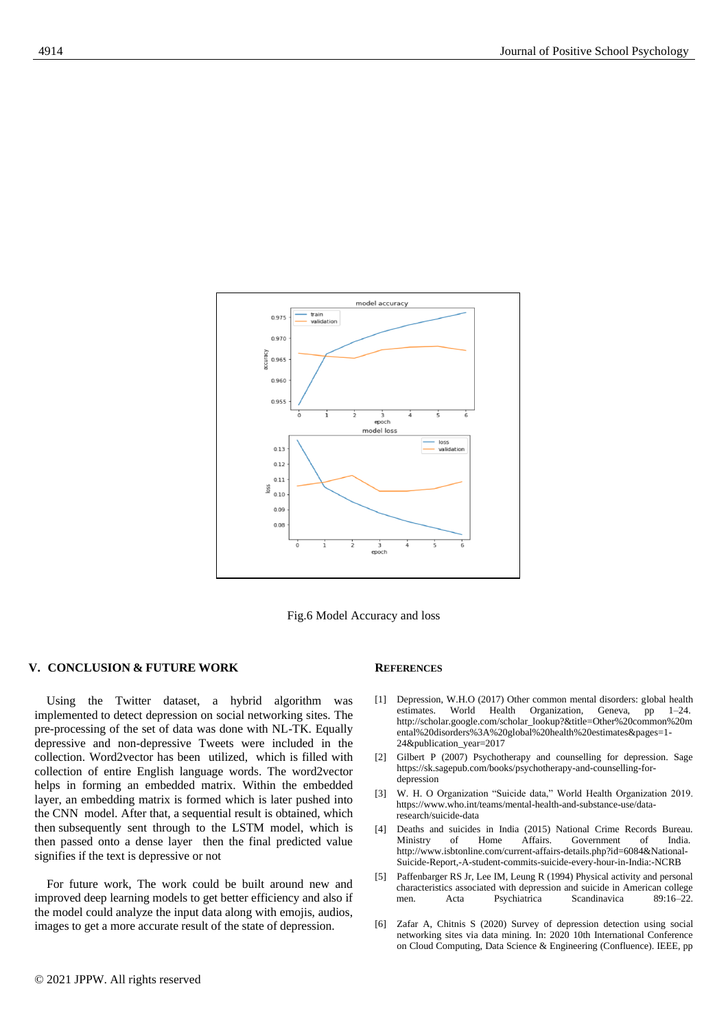Fig.6 Model Accuracy and loss

## V. CONCLUSION & FUTURE WORK

Using the Twitter dataset, a hybrid algorithm was implemented to detect depression on social networking sites. The pre-processing of the set of data was done with NL-TK. Equally depressive and non-depressive Tweets were included in the collection. Word2vector has been utilized, which is filled with collection of entire English language words. The word2vector helps in forming an embedded matrix. Within the embedded layer, an embedding matrix is formed which is later pushed into the CNN model. After that, a sequential result is obtained, which is then subsequently sent through to the LSTM model, which is then passed onto a dense layer then the final predicted value signifies if the text is depressive or not

For future work, The work could be built around new and improved deep learning models to get better efficiency and also if the model could analyze the input data along with emojis, audios, images to get a more accurate result of the state of depression.

## REFERENCES

[1] Depression, W.H.O (2017) Other common mental disorders: global health estimates. World Health Organization, Geneva, pp 1–24. http://scholar.google.com/scholar_lookup?&title=Other%20common%20mental%20disorders%3A%20global%20health%20estimates&pages=1-24&publication_year=2017

[2] Gilbert P (2007) Psychotherapy and counselling for depression. Sage https://sk.sagepub.com/books/psychotherapy-and-counselling-for-depression

[3] W. H. O Organization "Suicide data," World Health Organization 2019. https://www.who.int/teams/mental-health-and-substance-use/data-research/suicide-data

[4] Deaths and suicides in India (2015) National Crime Records Bureau. Ministry of Home Affairs. Government of India. http://www.isbtonline.com/current-affairs-details.php?id=6084&National-Suicide-Report,-A-student-commits-suicide-every-hour-in-India:-NCRB

[5] Paffenbarger RS Jr, Lee IM, Leung R (1994) Physical activity and personal characteristics associated with depression and suicide in American college men. Acta Psychiatrica Scandinavica 89:16–22.

[6] Zafar A, Chitnis S (2020) Survey of depression detection using social networking sites via data mining. In: 2020 10th International Conference on Cloud Computing, Data Science & Engineering (Confluence). IEEE, pp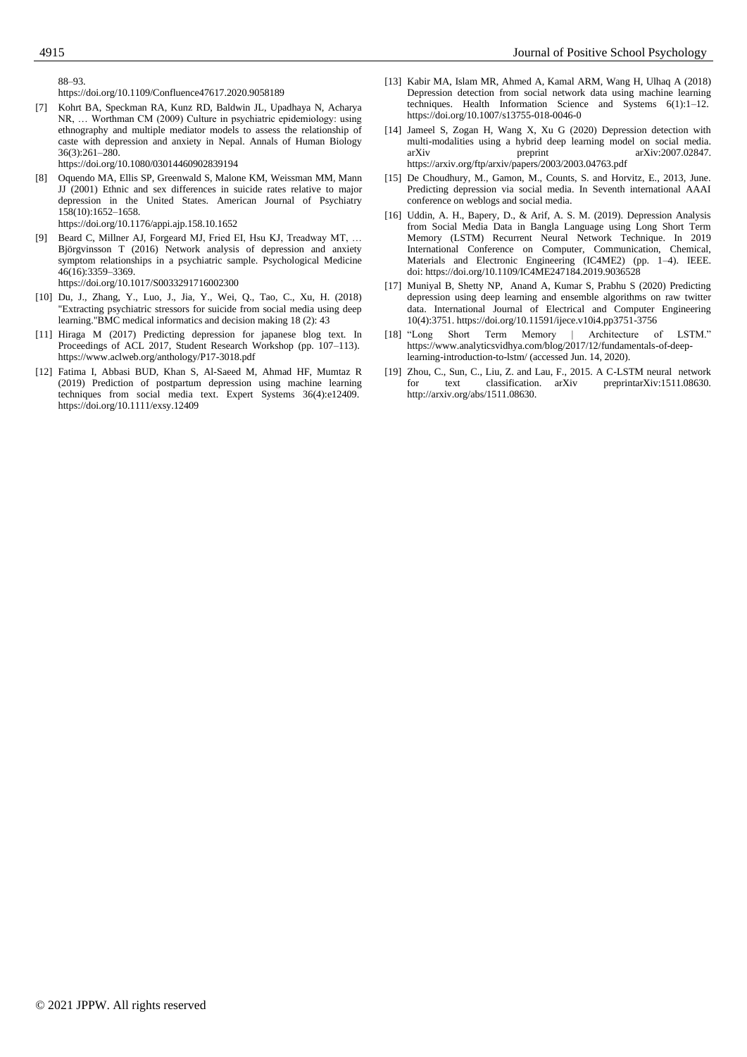88–93. https://doi.org/10.1109/Confluence47617.2020.9058189

[7] Kohrt BA, Speckman RA, Kunz RD, Baldwin JL, Upadhaya N, Acharya NR, … Worthman CM (2009) Culture in psychiatric epidemiology: using ethnography and multiple mediator models to assess the relationship of caste with depression and anxiety in Nepal. Annals of Human Biology 36(3):261–280. https://doi.org/10.1080/03014460902839194

[8] Oquendo MA, Ellis SP, Greenwald S, Malone KM, Weissman MM, Mann JJ (2001) Ethnic and sex differences in suicide rates relative to major depression in the United States. American Journal of Psychiatry 158(10):1652–1658. https://doi.org/10.1176/appi.ajp.158.10.1652

[9] Beard C, Millner AJ, Forgeard MJ, Fried EI, Hsu KJ, Treadway MT, … Björgvinsson T (2016) Network analysis of depression and anxiety symptom relationships in a psychiatric sample. Psychological Medicine 46(16):3359–3369. https://doi.org/10.1017/S0033291716002300

[10] Du, J., Zhang, Y., Luo, J., Jia, Y., Wei, Q., Tao, C., Xu, H. (2018) "Extracting psychiatric stressors for suicide from social media using deep learning."BMC medical informatics and decision making 18 (2): 43

[11] Hiraga M (2017) Predicting depression for japanese blog text. In Proceedings of ACL 2017, Student Research Workshop (pp. 107–113). https://www.aclweb.org/anthology/P17-3018.pdf

[12] Fatima I, Abbasi BUD, Khan S, Al-Saeed M, Ahmad HF, Mumtaz R (2019) Prediction of postpartum depression using machine learning techniques from social media text. Expert Systems 36(4):e12409. https://doi.org/10.1111/exsy.12409

[13] Kabir MA, Islam MR, Ahmed A, Kamal ARM, Wang H, Ulhaq A (2018) Depression detection from social network data using machine learning techniques. Health Information Science and Systems 6(1):1–12. https://doi.org/10.1007/s13755-018-0046-0

[14] Jameel S, Zogan H, Wang X, Xu G (2020) Depression detection with multi-modalities using a hybrid deep learning model on social media. arXiv preprint arXiv:2007.02847. https://arxiv.org/ftp/arxiv/papers/2003/2003.04763.pdf

[15] De Choudhury, M., Gamon, M., Counts, S. and Horvitz, E., 2013, June. Predicting depression via social media. In Seventh international AAAI conference on weblogs and social media.

[16] Uddin, A. H., Bapery, D., & Arif, A. S. M. (2019). Depression Analysis from Social Media Data in Bangla Language using Long Short Term Memory (LSTM) Recurrent Neural Network Technique. In 2019 International Conference on Computer, Communication, Chemical, Materials and Electronic Engineering (IC4ME2) (pp. 1–4). IEEE. doi: https://doi.org/10.1109/IC4ME247184.2019.9036528

[17] Muniyal B, Shetty NP, Anand A, Kumar S, Prabhu S (2020) Predicting depression using deep learning and ensemble algorithms on raw twitter data. International Journal of Electrical and Computer Engineering 10(4):3751. https://doi.org/10.11591/ijece.v10i4.pp3751-3756

[18] "Long Short Term Memory | Architecture of LSTM." https://www.analyticsvidhya.com/blog/2017/12/fundamentals-of-deep-learning-introduction-to-lstm/ (accessed Jun. 14, 2020).

[19] Zhou, C., Sun, C., Liu, Z. and Lau, F., 2015. A C-LSTM neural network for text classification. arXiv preprintarXiv:1511.08630. http://arxiv.org/abs/1511.08630.

© 2021 JPPW. All rights reserved